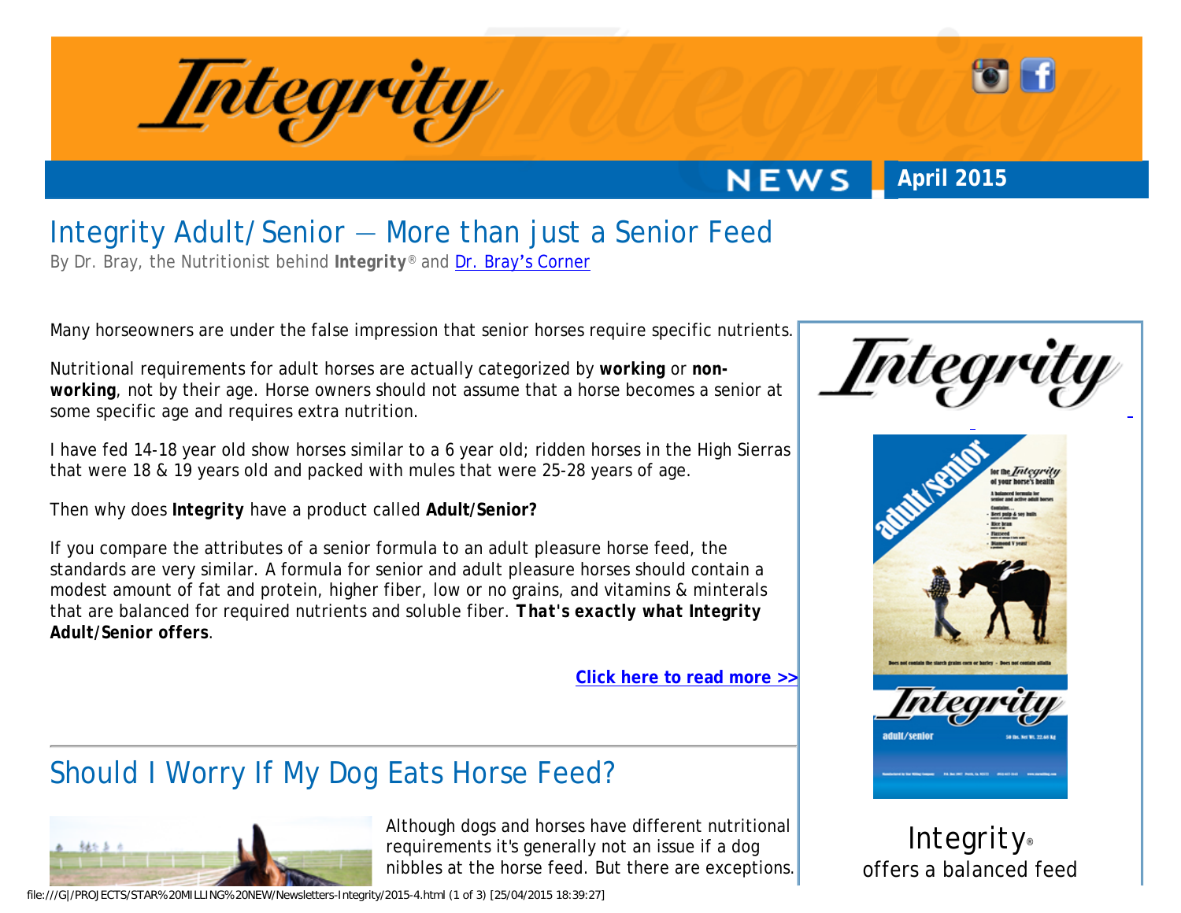# Integrity

## NEWS — April 2015

## Integrity Adult/Senior — More than just a Senior Feed

By Dr. Bray, the Nutritionist behind **Integrity**® and Dr. Bray's Corner

Many horseowners are under the false impression that senior horses require specific nutrients.

Nutritional requirements for adult horses are actually categorized by **working** or **non-working**, not by their age. Horse owners should not assume that a horse becomes a senior at some specific age and requires extra nutrition.

I have fed 14-18 year old show horses similar to a 6 year old; ridden horses in the High Sierras that were 18 & 19 years old and packed with mules that were 25-28 years of age.

Then why does **Integrity** have a product called **Adult/Senior?**

If you compare the attributes of a senior formula to an adult pleasure horse feed, the standards are very similar. A formula for senior and adult pleasure horses should contain a modest amount of fat and protein, higher fiber, low or no grains, and vitamins & minerals that are balanced for required nutrients and soluble fiber. **That's exactly what Integrity Adult/Senior offers**.

**Click here to read more >>**

Integrity® offers a balanced feed

## Should I Worry If My Dog Eats Horse Feed?

Although dogs and horses have different nutritional requirements it's generally not an issue if a dog nibbles at the horse feed. But there are exceptions.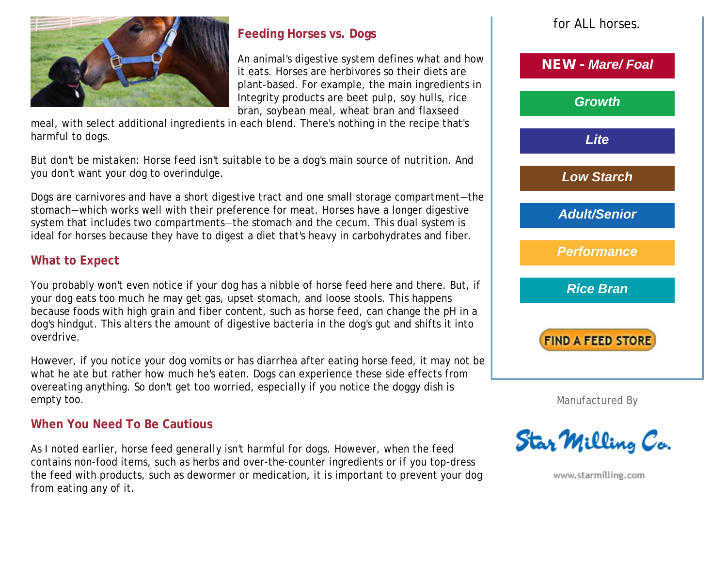## Feeding Horses vs. Dogs

An animal's digestive system defines what and how it eats. Horses are herbivores so their diets are plant-based. For example, the main ingredients in Integrity products are beet pulp, soy hulls, rice bran, soybean meal, wheat bran and flaxseed meal, with select additional ingredients in each blend. There's nothing in the recipe that's harmful to dogs.

But don't be mistaken: Horse feed isn't suitable to be a dog's main source of nutrition. And you don't want your dog to overindulge.

Dogs are carnivores and have a short digestive tract and one small storage compartment—the stomach—which works well with their preference for meat. Horses have a longer digestive system that includes two compartments—the stomach and the cecum. This dual system is ideal for horses because they have to digest a diet that's heavy in carbohydrates and fiber.

## What to Expect

You probably won't even notice if your dog has a nibble of horse feed here and there. But, if your dog eats too much he may get gas, upset stomach, and loose stools. This happens because foods with high grain and fiber content, such as horse feed, can change the pH in a dog's hindgut. This alters the amount of digestive bacteria in the dog's gut and shifts it into overdrive.

However, if you notice your dog vomits or has diarrhea after eating horse feed, it may not be what he ate but rather how much he's eaten. Dogs can experience these side effects from overeating anything. So don't get too worried, especially if you notice the doggy dish is empty too.

## When You Need To Be Cautious

As I noted earlier, horse feed generally isn't harmful for dogs. However, when the feed contains non-food items, such as herbs and over-the-counter ingredients or if you top-dress the feed with products, such as dewormer or medication, it is important to prevent your dog from eating any of it.

for ALL horses.

- **NEW -** ***Mare/ Foal***
- ***Growth***
- ***Lite***
- ***Low Starch***
- ***Adult/Senior***
- ***Performance***
- ***Rice Bran***

FIND A FEED STORE

Manufactured By

Star Milling Co.

www.starmilling.com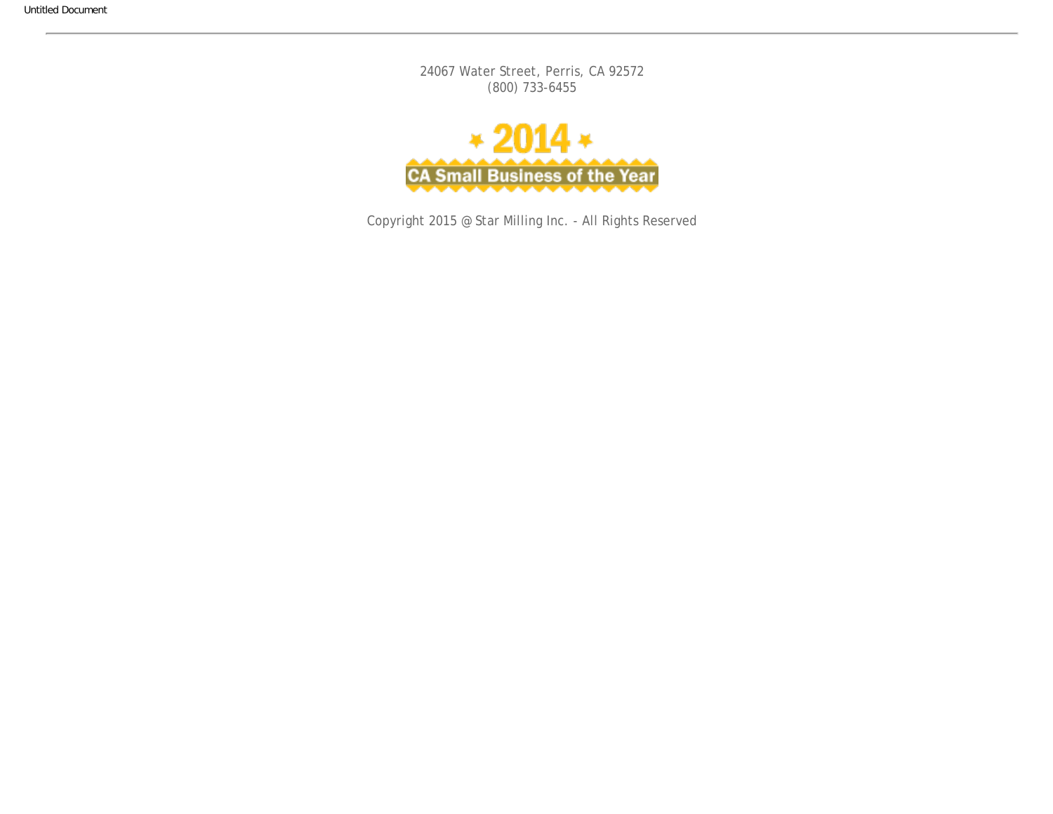---

24067 Water Street, Perris, CA 92572
(800) 733-6455

2014
CA Small Business of the Year

Copyright 2015 @ Star Milling Inc. - All Rights Reserved